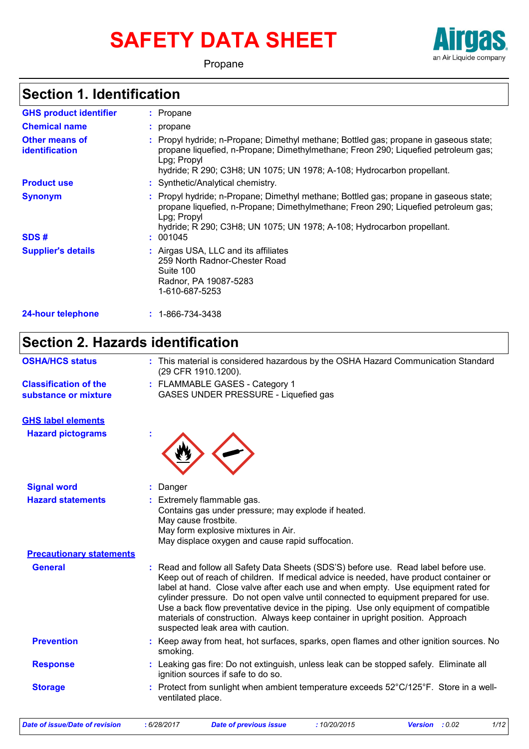# SAFETY DATA SHEET

Propane

Airgas
an Air Liquide company

## Section 1. Identification

| | | |
|---|---|---|
| **GHS product identifier** | : | Propane |
| **Chemical name** | : | propane |
| **Other means of identification** | : | Propyl hydride; n-Propane; Dimethyl methane; Bottled gas; propane in gaseous state; propane liquefied, n-Propane; Dimethylmethane; Freon 290; Liquefied petroleum gas; Lpg; Propyl hydride; R 290; C3H8; UN 1075; UN 1978; A-108; Hydrocarbon propellant. |
| **Product use** | : | Synthetic/Analytical chemistry. |
| **Synonym** | : | Propyl hydride; n-Propane; Dimethyl methane; Bottled gas; propane in gaseous state; propane liquefied, n-Propane; Dimethylmethane; Freon 290; Liquefied petroleum gas; Lpg; Propyl hydride; R 290; C3H8; UN 1075; UN 1978; A-108; Hydrocarbon propellant. |
| **SDS #** | : | 001045 |
| **Supplier's details** | : | Airgas USA, LLC and its affiliates<br>259 North Radnor-Chester Road<br>Suite 100<br>Radnor, PA 19087-5283<br>1-610-687-5253 |
| **24-hour telephone** | : | 1-866-734-3438 |

## Section 2. Hazards identification

| | | |
|---|---|---|
| **OSHA/HCS status** | : | This material is considered hazardous by the OSHA Hazard Communication Standard (29 CFR 1910.1200). |
| **Classification of the substance or mixture** | : | FLAMMABLE GASES - Category 1<br>GASES UNDER PRESSURE - Liquefied gas |

**GHS label elements**

| | | |
|---|---|---|
| **Hazard pictograms** | : | |
| **Signal word** | : | Danger |
| **Hazard statements** | : | Extremely flammable gas.<br>Contains gas under pressure; may explode if heated.<br>May cause frostbite.<br>May form explosive mixtures in Air.<br>May displace oxygen and cause rapid suffocation. |

**Precautionary statements**

| | | |
|---|---|---|
| **General** | : | Read and follow all Safety Data Sheets (SDS'S) before use. Read label before use. Keep out of reach of children. If medical advice is needed, have product container or label at hand. Close valve after each use and when empty. Use equipment rated for cylinder pressure. Do not open valve until connected to equipment prepared for use. Use a back flow preventative device in the piping. Use only equipment of compatible materials of construction. Always keep container in upright position. Approach suspected leak area with caution. |
| **Prevention** | : | Keep away from heat, hot surfaces, sparks, open flames and other ignition sources. No smoking. |
| **Response** | : | Leaking gas fire: Do not extinguish, unless leak can be stopped safely. Eliminate all ignition sources if safe to do so. |
| **Storage** | : | Protect from sunlight when ambient temperature exceeds 52°C/125°F. Store in a well-ventilated place. |

*Date of issue/Date of revision* : 6/28/2017 *Date of previous issue* : 10/20/2015 *Version* : 0.02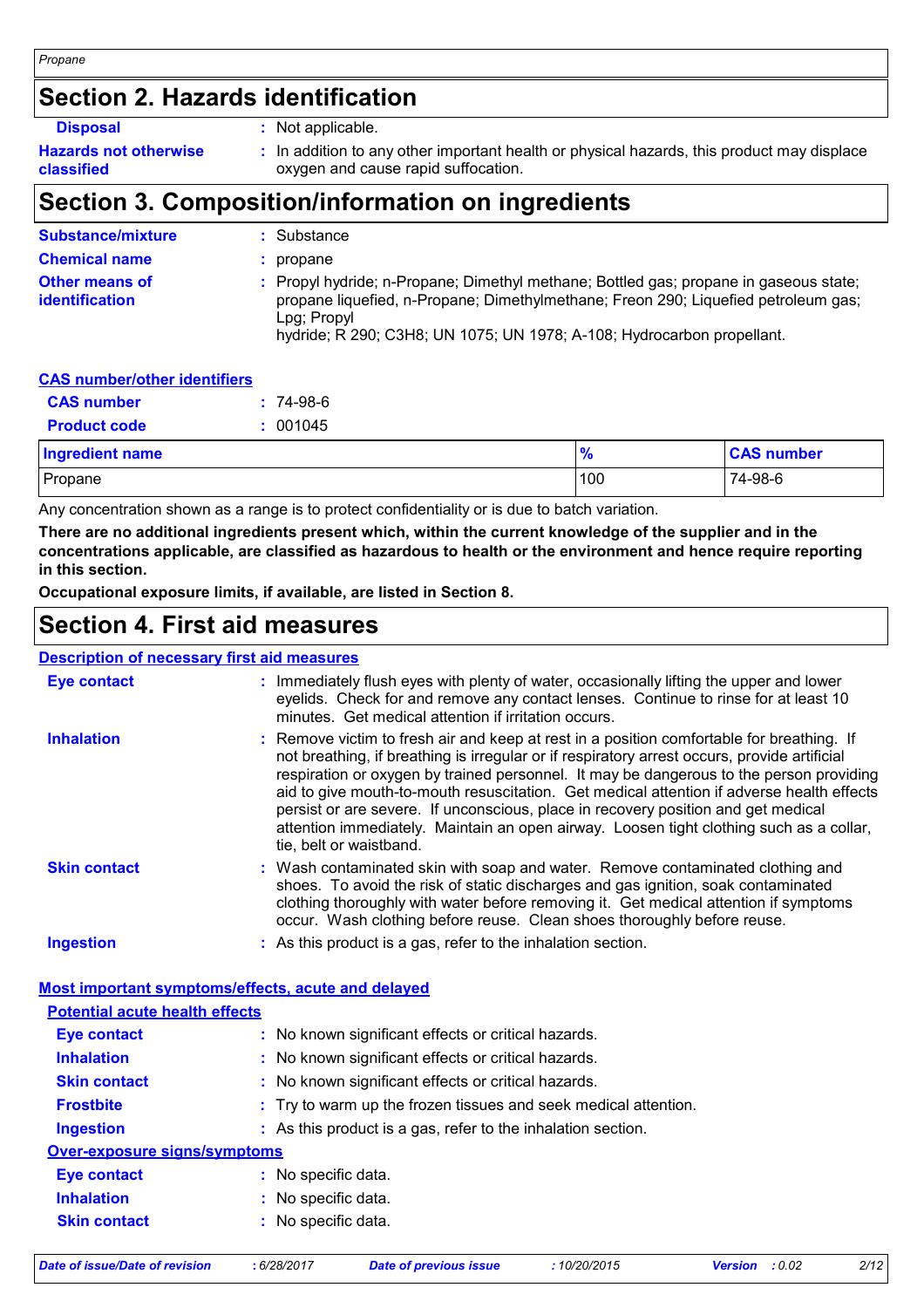## Section 2. Hazards identification

**Disposal** : Not applicable.

**Hazards not otherwise classified** : In addition to any other important health or physical hazards, this product may displace oxygen and cause rapid suffocation.

## Section 3. Composition/information on ingredients

**Substance/mixture** : Substance

**Chemical name** : propane

**Other means of identification** : Propyl hydride; n-Propane; Dimethyl methane; Bottled gas; propane in gaseous state; propane liquefied, n-Propane; Dimethylmethane; Freon 290; Liquefied petroleum gas; Lpg; Propyl hydride; R 290; C3H8; UN 1075; UN 1978; A-108; Hydrocarbon propellant.

**CAS number/other identifiers**

**CAS number** : 74-98-6

**Product code** : 001045

| Ingredient name | % | CAS number |
| --- | --- | --- |
| Propane | 100 | 74-98-6 |

Any concentration shown as a range is to protect confidentiality or is due to batch variation.

**There are no additional ingredients present which, within the current knowledge of the supplier and in the concentrations applicable, are classified as hazardous to health or the environment and hence require reporting in this section.**

**Occupational exposure limits, if available, are listed in Section 8.**

## Section 4. First aid measures

**Description of necessary first aid measures**

**Eye contact** : Immediately flush eyes with plenty of water, occasionally lifting the upper and lower eyelids. Check for and remove any contact lenses. Continue to rinse for at least 10 minutes. Get medical attention if irritation occurs.

**Inhalation** : Remove victim to fresh air and keep at rest in a position comfortable for breathing. If not breathing, if breathing is irregular or if respiratory arrest occurs, provide artificial respiration or oxygen by trained personnel. It may be dangerous to the person providing aid to give mouth-to-mouth resuscitation. Get medical attention if adverse health effects persist or are severe. If unconscious, place in recovery position and get medical attention immediately. Maintain an open airway. Loosen tight clothing such as a collar, tie, belt or waistband.

**Skin contact** : Wash contaminated skin with soap and water. Remove contaminated clothing and shoes. To avoid the risk of static discharges and gas ignition, soak contaminated clothing thoroughly with water before removing it. Get medical attention if symptoms occur. Wash clothing before reuse. Clean shoes thoroughly before reuse.

**Ingestion** : As this product is a gas, refer to the inhalation section.

**Most important symptoms/effects, acute and delayed**

**Potential acute health effects**

**Eye contact** : No known significant effects or critical hazards.

**Inhalation** : No known significant effects or critical hazards.

**Skin contact** : No known significant effects or critical hazards.

**Frostbite** : Try to warm up the frozen tissues and seek medical attention.

**Ingestion** : As this product is a gas, refer to the inhalation section.

**Over-exposure signs/symptoms**

**Eye contact** : No specific data.

**Inhalation** : No specific data.

**Skin contact** : No specific data.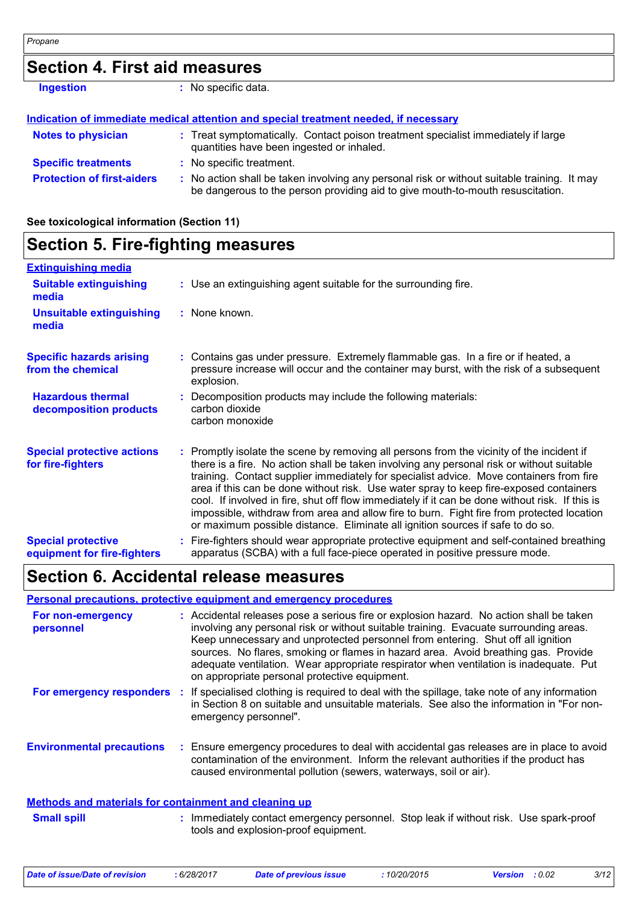## Section 4. First aid measures

**Ingestion** : No specific data.

**Indication of immediate medical attention and special treatment needed, if necessary**

**Notes to physician** : Treat symptomatically. Contact poison treatment specialist immediately if large quantities have been ingested or inhaled.

**Specific treatments** : No specific treatment.

**Protection of first-aiders** : No action shall be taken involving any personal risk or without suitable training. It may be dangerous to the person providing aid to give mouth-to-mouth resuscitation.

**See toxicological information (Section 11)**

## Section 5. Fire-fighting measures

**Extinguishing media**

**Suitable extinguishing media** : Use an extinguishing agent suitable for the surrounding fire.

**Unsuitable extinguishing media** : None known.

**Specific hazards arising from the chemical** : Contains gas under pressure. Extremely flammable gas. In a fire or if heated, a pressure increase will occur and the container may burst, with the risk of a subsequent explosion.

**Hazardous thermal decomposition products** : Decomposition products may include the following materials:
carbon dioxide
carbon monoxide

**Special protective actions for fire-fighters** : Promptly isolate the scene by removing all persons from the vicinity of the incident if there is a fire. No action shall be taken involving any personal risk or without suitable training. Contact supplier immediately for specialist advice. Move containers from fire area if this can be done without risk. Use water spray to keep fire-exposed containers cool. If involved in fire, shut off flow immediately if it can be done without risk. If this is impossible, withdraw from area and allow fire to burn. Fight fire from protected location or maximum possible distance. Eliminate all ignition sources if safe to do so.

**Special protective equipment for fire-fighters** : Fire-fighters should wear appropriate protective equipment and self-contained breathing apparatus (SCBA) with a full face-piece operated in positive pressure mode.

## Section 6. Accidental release measures

**Personal precautions, protective equipment and emergency procedures**

**For non-emergency personnel** : Accidental releases pose a serious fire or explosion hazard. No action shall be taken involving any personal risk or without suitable training. Evacuate surrounding areas. Keep unnecessary and unprotected personnel from entering. Shut off all ignition sources. No flares, smoking or flames in hazard area. Avoid breathing gas. Provide adequate ventilation. Wear appropriate respirator when ventilation is inadequate. Put on appropriate personal protective equipment.

**For emergency responders** : If specialised clothing is required to deal with the spillage, take note of any information in Section 8 on suitable and unsuitable materials. See also the information in "For non-emergency personnel".

**Environmental precautions** : Ensure emergency procedures to deal with accidental gas releases are in place to avoid contamination of the environment. Inform the relevant authorities if the product has caused environmental pollution (sewers, waterways, soil or air).

**Methods and materials for containment and cleaning up**

**Small spill** : Immediately contact emergency personnel. Stop leak if without risk. Use spark-proof tools and explosion-proof equipment.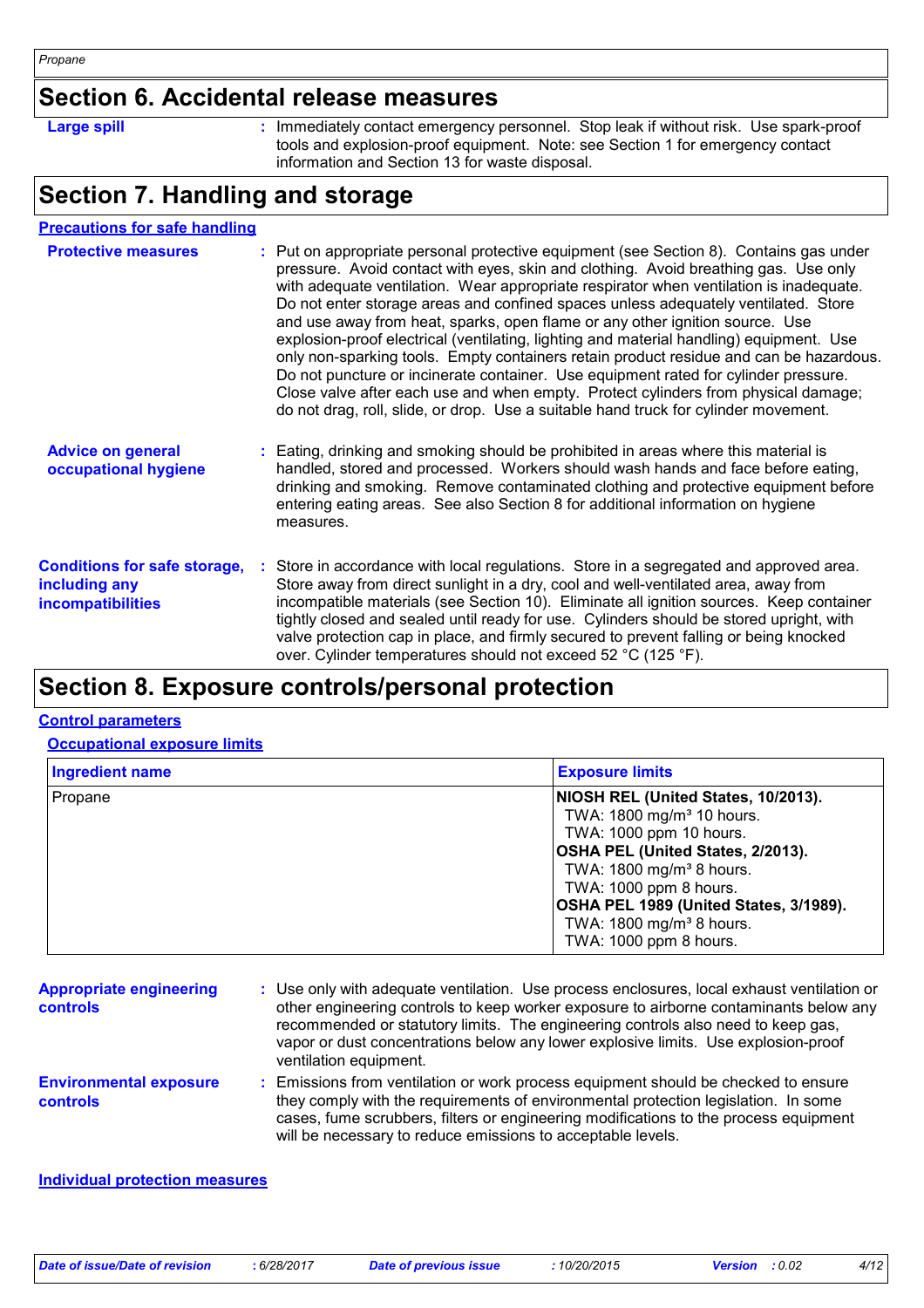## Section 6. Accidental release measures

**Large spill** : Immediately contact emergency personnel. Stop leak if without risk. Use spark-proof tools and explosion-proof equipment. Note: see Section 1 for emergency contact information and Section 13 for waste disposal.

## Section 7. Handling and storage

### Precautions for safe handling

**Protective measures** : Put on appropriate personal protective equipment (see Section 8). Contains gas under pressure. Avoid contact with eyes, skin and clothing. Avoid breathing gas. Use only with adequate ventilation. Wear appropriate respirator when ventilation is inadequate. Do not enter storage areas and confined spaces unless adequately ventilated. Store and use away from heat, sparks, open flame or any other ignition source. Use explosion-proof electrical (ventilating, lighting and material handling) equipment. Use only non-sparking tools. Empty containers retain product residue and can be hazardous. Do not puncture or incinerate container. Use equipment rated for cylinder pressure. Close valve after each use and when empty. Protect cylinders from physical damage; do not drag, roll, slide, or drop. Use a suitable hand truck for cylinder movement.

**Advice on general occupational hygiene** : Eating, drinking and smoking should be prohibited in areas where this material is handled, stored and processed. Workers should wash hands and face before eating, drinking and smoking. Remove contaminated clothing and protective equipment before entering eating areas. See also Section 8 for additional information on hygiene measures.

**Conditions for safe storage, including any incompatibilities** : Store in accordance with local regulations. Store in a segregated and approved area. Store away from direct sunlight in a dry, cool and well-ventilated area, away from incompatible materials (see Section 10). Eliminate all ignition sources. Keep container tightly closed and sealed until ready for use. Cylinders should be stored upright, with valve protection cap in place, and firmly secured to prevent falling or being knocked over. Cylinder temperatures should not exceed 52 °C (125 °F).

## Section 8. Exposure controls/personal protection

### Control parameters

#### Occupational exposure limits

| Ingredient name | Exposure limits |
|---|---|
| Propane | **NIOSH REL (United States, 10/2013).**<br>TWA: 1800 mg/m³ 10 hours.<br>TWA: 1000 ppm 10 hours.<br>**OSHA PEL (United States, 2/2013).**<br>TWA: 1800 mg/m³ 8 hours.<br>TWA: 1000 ppm 8 hours.<br>**OSHA PEL 1989 (United States, 3/1989).**<br>TWA: 1800 mg/m³ 8 hours.<br>TWA: 1000 ppm 8 hours. |

**Appropriate engineering controls** : Use only with adequate ventilation. Use process enclosures, local exhaust ventilation or other engineering controls to keep worker exposure to airborne contaminants below any recommended or statutory limits. The engineering controls also need to keep gas, vapor or dust concentrations below any lower explosive limits. Use explosion-proof ventilation equipment.

**Environmental exposure controls** : Emissions from ventilation or work process equipment should be checked to ensure they comply with the requirements of environmental protection legislation. In some cases, fume scrubbers, filters or engineering modifications to the process equipment will be necessary to reduce emissions to acceptable levels.

### Individual protection measures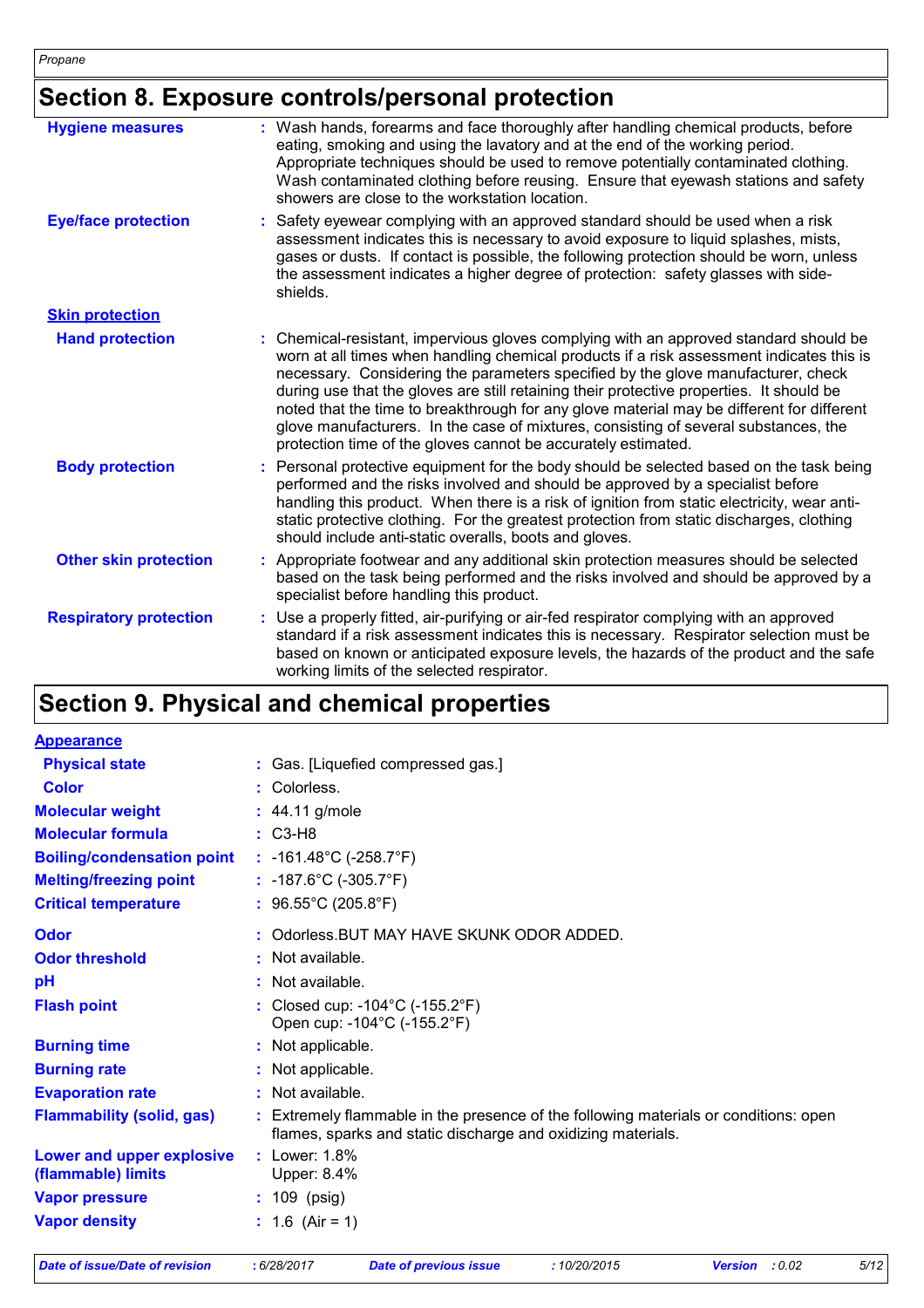## Section 8. Exposure controls/personal protection

| | |
|---|---|
| **Hygiene measures** | : Wash hands, forearms and face thoroughly after handling chemical products, before eating, smoking and using the lavatory and at the end of the working period. Appropriate techniques should be used to remove potentially contaminated clothing. Wash contaminated clothing before reusing. Ensure that eyewash stations and safety showers are close to the workstation location. |
| **Eye/face protection** | : Safety eyewear complying with an approved standard should be used when a risk assessment indicates this is necessary to avoid exposure to liquid splashes, mists, gases or dusts. If contact is possible, the following protection should be worn, unless the assessment indicates a higher degree of protection: safety glasses with side-shields. |
| **Skin protection** | |
| **Hand protection** | : Chemical-resistant, impervious gloves complying with an approved standard should be worn at all times when handling chemical products if a risk assessment indicates this is necessary. Considering the parameters specified by the glove manufacturer, check during use that the gloves are still retaining their protective properties. It should be noted that the time to breakthrough for any glove material may be different for different glove manufacturers. In the case of mixtures, consisting of several substances, the protection time of the gloves cannot be accurately estimated. |
| **Body protection** | : Personal protective equipment for the body should be selected based on the task being performed and the risks involved and should be approved by a specialist before handling this product. When there is a risk of ignition from static electricity, wear anti-static protective clothing. For the greatest protection from static discharges, clothing should include anti-static overalls, boots and gloves. |
| **Other skin protection** | : Appropriate footwear and any additional skin protection measures should be selected based on the task being performed and the risks involved and should be approved by a specialist before handling this product. |
| **Respiratory protection** | : Use a properly fitted, air-purifying or air-fed respirator complying with an approved standard if a risk assessment indicates this is necessary. Respirator selection must be based on known or anticipated exposure levels, the hazards of the product and the safe working limits of the selected respirator. |

## Section 9. Physical and chemical properties

| | |
|---|---|
| **Appearance** | |
| **Physical state** | : Gas. [Liquefied compressed gas.] |
| **Color** | : Colorless. |
| **Molecular weight** | : 44.11 g/mole |
| **Molecular formula** | : C3-H8 |
| **Boiling/condensation point** | : -161.48°C (-258.7°F) |
| **Melting/freezing point** | : -187.6°C (-305.7°F) |
| **Critical temperature** | : 96.55°C (205.8°F) |
| **Odor** | : Odorless.BUT MAY HAVE SKUNK ODOR ADDED. |
| **Odor threshold** | : Not available. |
| **pH** | : Not available. |
| **Flash point** | : Closed cup: -104°C (-155.2°F)<br>Open cup: -104°C (-155.2°F) |
| **Burning time** | : Not applicable. |
| **Burning rate** | : Not applicable. |
| **Evaporation rate** | : Not available. |
| **Flammability (solid, gas)** | : Extremely flammable in the presence of the following materials or conditions: open flames, sparks and static discharge and oxidizing materials. |
| **Lower and upper explosive (flammable) limits** | : Lower: 1.8%<br>Upper: 8.4% |
| **Vapor pressure** | : 109 (psig) |
| **Vapor density** | : 1.6 (Air = 1) |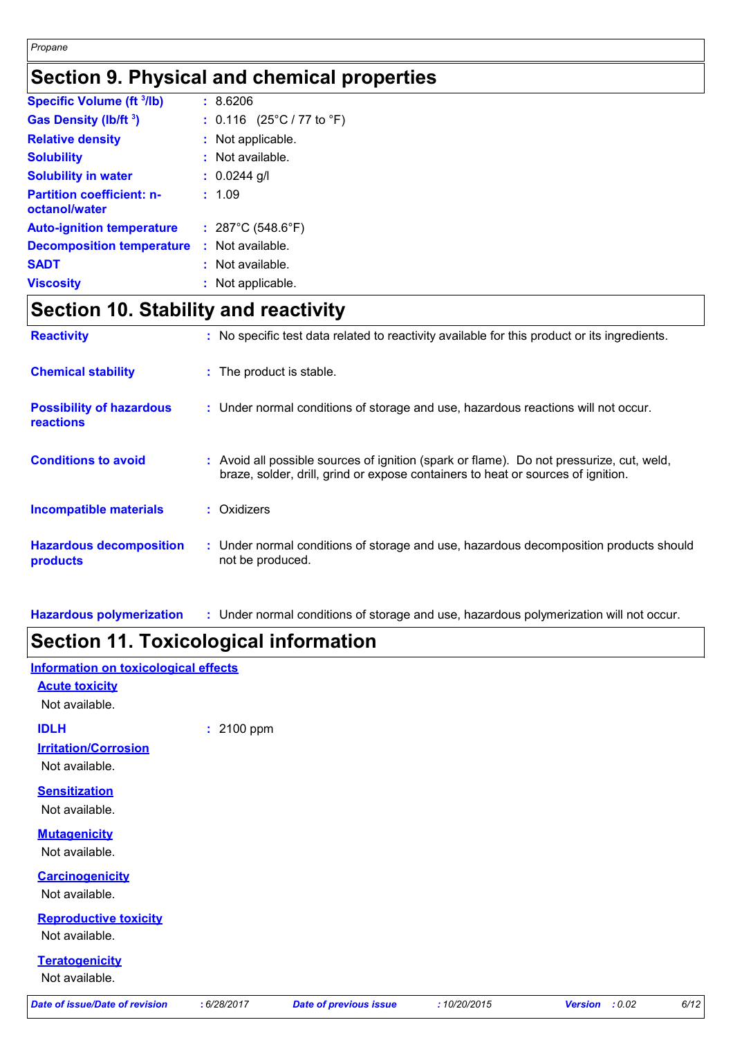# Section 9. Physical and chemical properties

| | |
|---|---|
| **Specific Volume (ft $^3$/lb)** | : 8.6206 |
| **Gas Density (lb/ft $^3$)** | : 0.116 (25°C / 77 to °F) |
| **Relative density** | : Not applicable. |
| **Solubility** | : Not available. |
| **Solubility in water** | : 0.0244 g/l |
| **Partition coefficient: n-octanol/water** | : 1.09 |
| **Auto-ignition temperature** | : 287°C (548.6°F) |
| **Decomposition temperature** | : Not available. |
| **SADT** | : Not available. |
| **Viscosity** | : Not applicable. |

# Section 10. Stability and reactivity

| | |
|---|---|
| **Reactivity** | : No specific test data related to reactivity available for this product or its ingredients. |
| **Chemical stability** | : The product is stable. |
| **Possibility of hazardous reactions** | : Under normal conditions of storage and use, hazardous reactions will not occur. |
| **Conditions to avoid** | : Avoid all possible sources of ignition (spark or flame). Do not pressurize, cut, weld, braze, solder, drill, grind or expose containers to heat or sources of ignition. |
| **Incompatible materials** | : Oxidizers |
| **Hazardous decomposition products** | : Under normal conditions of storage and use, hazardous decomposition products should not be produced. |
| **Hazardous polymerization** | : Under normal conditions of storage and use, hazardous polymerization will not occur. |

# Section 11. Toxicological information

## Information on toxicological effects

### Acute toxicity

Not available.

**IDLH** : 2100 ppm

### Irritation/Corrosion

Not available.

### Sensitization

Not available.

### Mutagenicity

Not available.

### Carcinogenicity

Not available.

### Reproductive toxicity

Not available.

### Teratogenicity

Not available.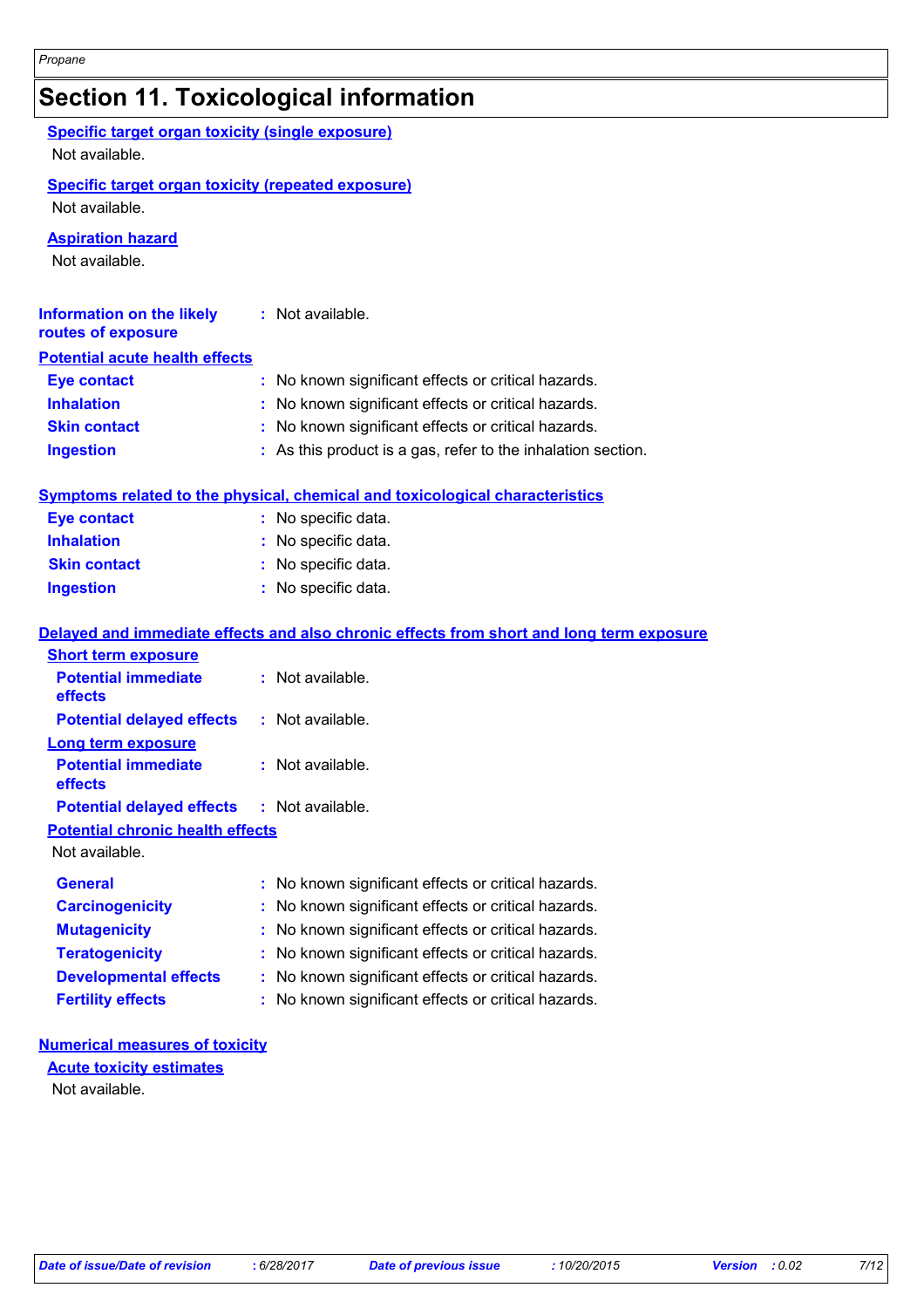# Section 11. Toxicological information

**Specific target organ toxicity (single exposure)**

Not available.

**Specific target organ toxicity (repeated exposure)**

Not available.

**Aspiration hazard**

Not available.

**Information on the likely routes of exposure** : Not available.

**Potential acute health effects**

| | |
|---|---|
| **Eye contact** | : No known significant effects or critical hazards. |
| **Inhalation** | : No known significant effects or critical hazards. |
| **Skin contact** | : No known significant effects or critical hazards. |
| **Ingestion** | : As this product is a gas, refer to the inhalation section. |

**Symptoms related to the physical, chemical and toxicological characteristics**

| | |
|---|---|
| **Eye contact** | : No specific data. |
| **Inhalation** | : No specific data. |
| **Skin contact** | : No specific data. |
| **Ingestion** | : No specific data. |

**Delayed and immediate effects and also chronic effects from short and long term exposure**

**Short term exposure**

| | |
|---|---|
| **Potential immediate effects** | : Not available. |
| **Potential delayed effects** | : Not available. |

**Long term exposure**

| | |
|---|---|
| **Potential immediate effects** | : Not available. |
| **Potential delayed effects** | : Not available. |

**Potential chronic health effects**

Not available.

| | |
|---|---|
| **General** | : No known significant effects or critical hazards. |
| **Carcinogenicity** | : No known significant effects or critical hazards. |
| **Mutagenicity** | : No known significant effects or critical hazards. |
| **Teratogenicity** | : No known significant effects or critical hazards. |
| **Developmental effects** | : No known significant effects or critical hazards. |
| **Fertility effects** | : No known significant effects or critical hazards. |

**Numerical measures of toxicity**

**Acute toxicity estimates**

Not available.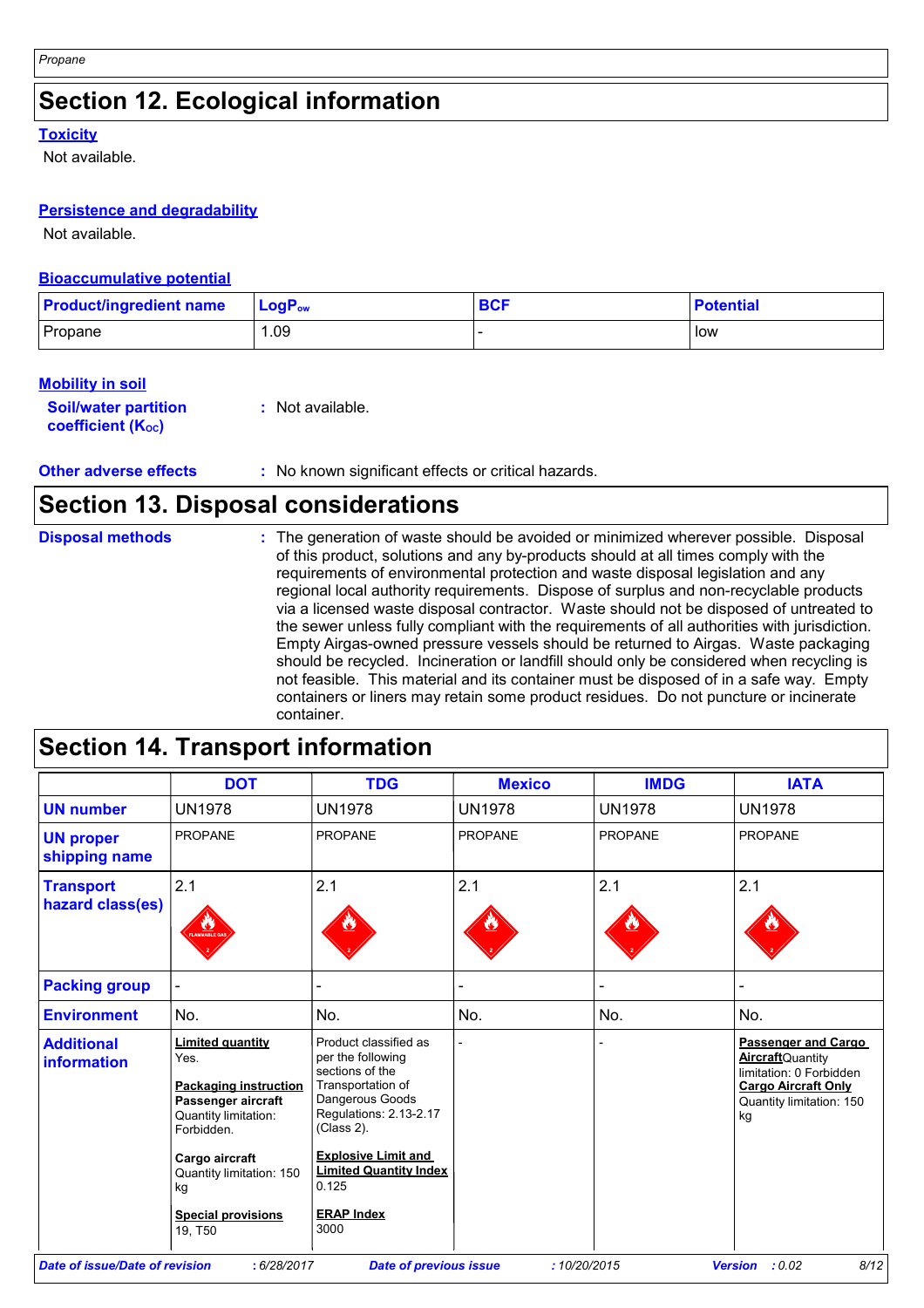## Section 12. Ecological information

**Toxicity**

Not available.

**Persistence and degradability**

Not available.

**Bioaccumulative potential**

| Product/ingredient name | $LogP_{ow}$ | BCF | Potential |
|---|---|---|---|
| Propane | 1.09 | - | low |

**Mobility in soil**

**Soil/water partition coefficient ($K_{OC}$)** : Not available.

**Other adverse effects** : No known significant effects or critical hazards.

## Section 13. Disposal considerations

**Disposal methods** : The generation of waste should be avoided or minimized wherever possible. Disposal of this product, solutions and any by-products should at all times comply with the requirements of environmental protection and waste disposal legislation and any regional local authority requirements. Dispose of surplus and non-recyclable products via a licensed waste disposal contractor. Waste should not be disposed of untreated to the sewer unless fully compliant with the requirements of all authorities with jurisdiction. Empty Airgas-owned pressure vessels should be returned to Airgas. Waste packaging should be recycled. Incineration or landfill should only be considered when recycling is not feasible. This material and its container must be disposed of in a safe way. Empty containers or liners may retain some product residues. Do not puncture or incinerate container.

## Section 14. Transport information

| | DOT | TDG | Mexico | IMDG | IATA |
|---|---|---|---|---|---|
| **UN number** | UN1978 | UN1978 | UN1978 | UN1978 | UN1978 |
| **UN proper shipping name** | PROPANE | PROPANE | PROPANE | PROPANE | PROPANE |
| **Transport hazard class(es)** | 2.1 | 2.1 | 2.1 | 2.1 | 2.1 |
| **Packing group** | - | - | - | - | - |
| **Environment** | No. | No. | No. | No. | No. |
| **Additional information** | **Limited quantity** Yes. **Packaging instruction** **Passenger aircraft** Quantity limitation: Forbidden. **Cargo aircraft** Quantity limitation: 150 kg **Special provisions** 19, T50 | Product classified as per the following sections of the Transportation of Dangerous Goods Regulations: 2.13-2.17 (Class 2). **Explosive Limit and Limited Quantity Index** 0.125 **ERAP Index** 3000 | - | - | **Passenger and Cargo Aircraft** Quantity limitation: 0 Forbidden **Cargo Aircraft Only** Quantity limitation: 150 kg |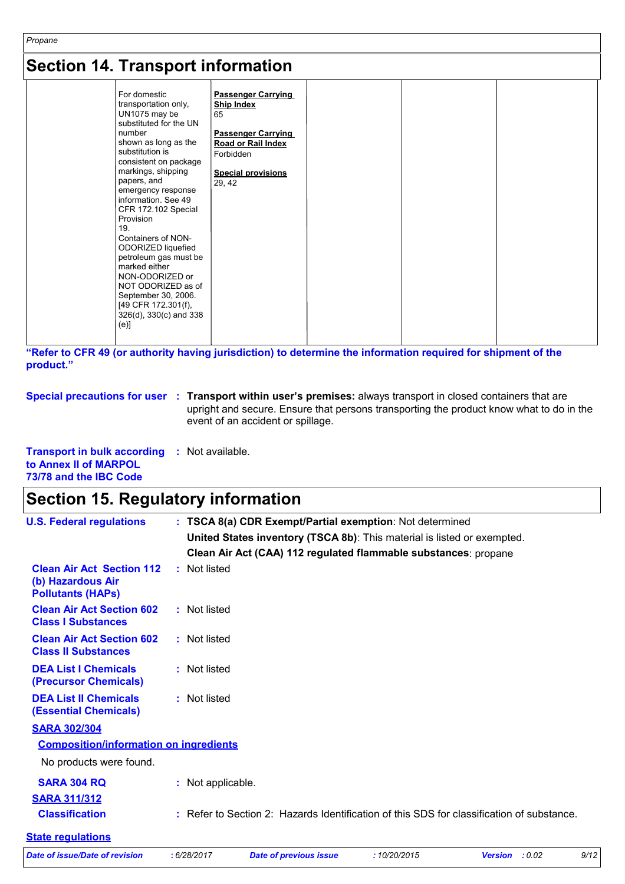## Section 14. Transport information

| | | | | | |
|---|---|---|---|---|---|
| | For domestic transportation only, UN1075 may be substituted for the UN number shown as long as the substitution is consistent on package markings, shipping papers, and emergency response information. See 49 CFR 172.102 Special Provision 19. Containers of NON-ODORIZED liquefied petroleum gas must be marked either NON-ODORIZED or NOT ODORIZED as of September 30, 2006. [49 CFR 172.301(f), 326(d), 330(c) and 338 (e)] | **Passenger Carrying Ship Index** 65<br><br>**Passenger Carrying Road or Rail Index** Forbidden<br><br>**Special provisions** 29, 42 | | | |

**"Refer to CFR 49 (or authority having jurisdiction) to determine the information required for shipment of the product."**

**Special precautions for user** : **Transport within user's premises:** always transport in closed containers that are upright and secure. Ensure that persons transporting the product know what to do in the event of an accident or spillage.

**Transport in bulk according to Annex II of MARPOL 73/78 and the IBC Code** : Not available.

## Section 15. Regulatory information

**U.S. Federal regulations** : **TSCA 8(a) CDR Exempt/Partial exemption**: Not determined
**United States inventory (TSCA 8b)**: This material is listed or exempted.
**Clean Air Act (CAA) 112 regulated flammable substances**: propane

**Clean Air Act Section 112 (b) Hazardous Air Pollutants (HAPs)** : Not listed

**Clean Air Act Section 602 Class I Substances** : Not listed

**Clean Air Act Section 602 Class II Substances** : Not listed

**DEA List I Chemicals (Precursor Chemicals)** : Not listed

**DEA List II Chemicals (Essential Chemicals)** : Not listed

**SARA 302/304**

**Composition/information on ingredients**

No products were found.

**SARA 304 RQ** : Not applicable.

**SARA 311/312**

**Classification** : Refer to Section 2: Hazards Identification of this SDS for classification of substance.

**State regulations**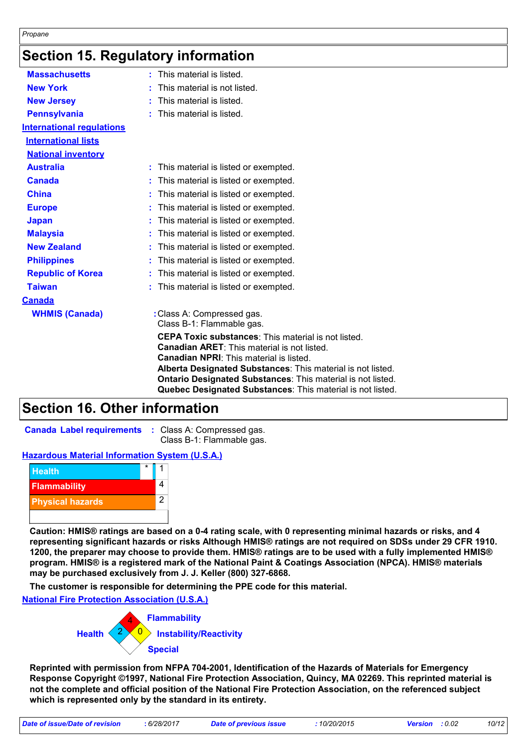## Section 15. Regulatory information

**Massachusetts** : This material is listed.

**New York** : This material is not listed.

**New Jersey** : This material is listed.

**Pennsylvania** : This material is listed.

**International regulations**

**International lists**

**National inventory**

**Australia** : This material is listed or exempted.

**Canada** : This material is listed or exempted.

**China** : This material is listed or exempted.

**Europe** : This material is listed or exempted.

**Japan** : This material is listed or exempted.

**Malaysia** : This material is listed or exempted.

**New Zealand** : This material is listed or exempted.

**Philippines** : This material is listed or exempted.

**Republic of Korea** : This material is listed or exempted.

**Taiwan** : This material is listed or exempted.

**Canada**

**WHMIS (Canada)** : Class A: Compressed gas.
Class B-1: Flammable gas.

**CEPA Toxic substances**: This material is not listed.
**Canadian ARET**: This material is not listed.
**Canadian NPRI**: This material is listed.
**Alberta Designated Substances**: This material is not listed.
**Ontario Designated Substances**: This material is not listed.
**Quebec Designated Substances**: This material is not listed.

## Section 16. Other information

**Canada Label requirements** : Class A: Compressed gas.
Class B-1: Flammable gas.

**Hazardous Material Information System (U.S.A.)**

| | | |
|---|---|---|
| Health | * | 1 |
| Flammability | | 4 |
| Physical hazards | | 2 |

**Caution: HMIS® ratings are based on a 0-4 rating scale, with 0 representing minimal hazards or risks, and 4 representing significant hazards or risks Although HMIS® ratings are not required on SDSs under 29 CFR 1910. 1200, the preparer may choose to provide them. HMIS® ratings are to be used with a fully implemented HMIS® program. HMIS® is a registered mark of the National Paint & Coatings Association (NPCA). HMIS® materials may be purchased exclusively from J. J. Keller (800) 327-6868.**

**The customer is responsible for determining the PPE code for this material.**

**National Fire Protection Association (U.S.A.)**

- Health: 2
- Flammability: 4
- Instability/Reactivity: 0
- Special:

**Reprinted with permission from NFPA 704-2001, Identification of the Hazards of Materials for Emergency Response Copyright ©1997, National Fire Protection Association, Quincy, MA 02269. This reprinted material is not the complete and official position of the National Fire Protection Association, on the referenced subject which is represented only by the standard in its entirety.**

*Date of issue/Date of revision* : 6/28/2017 *Date of previous issue* : 10/20/2015 *Version* : 0.02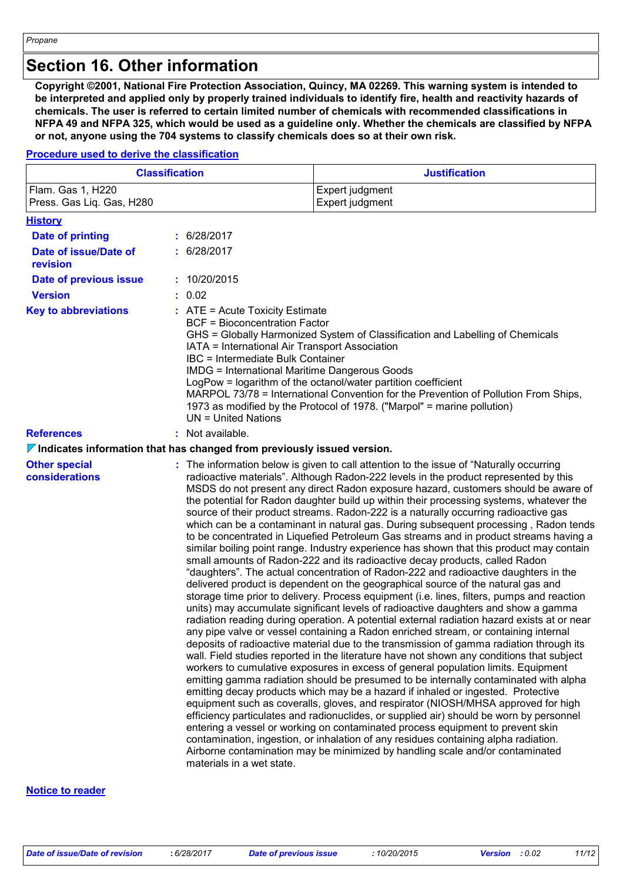# Section 16. Other information

**Copyright ©2001, National Fire Protection Association, Quincy, MA 02269. This warning system is intended to be interpreted and applied only by properly trained individuals to identify fire, health and reactivity hazards of chemicals. The user is referred to certain limited number of chemicals with recommended classifications in NFPA 49 and NFPA 325, which would be used as a guideline only. Whether the chemicals are classified by NFPA or not, anyone using the 704 systems to classify chemicals does so at their own risk.**

**Procedure used to derive the classification**

| Classification | Justification |
|---|---|
| Flam. Gas 1, H220<br>Press. Gas Liq. Gas, H280 | Expert judgment<br>Expert judgment |

**History**

**Date of printing** : 6/28/2017

**Date of issue/Date of revision** : 6/28/2017

**Date of previous issue** : 10/20/2015

**Version** : 0.02

**Key to abbreviations** :
ATE = Acute Toxicity Estimate
BCF = Bioconcentration Factor
GHS = Globally Harmonized System of Classification and Labelling of Chemicals
IATA = International Air Transport Association
IBC = Intermediate Bulk Container
IMDG = International Maritime Dangerous Goods
LogPow = logarithm of the octanol/water partition coefficient
MARPOL 73/78 = International Convention for the Prevention of Pollution From Ships, 1973 as modified by the Protocol of 1978. ("Marpol" = marine pollution)
UN = United Nations

**References** : Not available.

**Indicates information that has changed from previously issued version.**

**Other special considerations** : The information below is given to call attention to the issue of “Naturally occurring radioactive materials”. Although Radon-222 levels in the product represented by this MSDS do not present any direct Radon exposure hazard, customers should be aware of the potential for Radon daughter build up within their processing systems, whatever the source of their product streams. Radon-222 is a naturally occurring radioactive gas which can be a contaminant in natural gas. During subsequent processing , Radon tends to be concentrated in Liquefied Petroleum Gas streams and in product streams having a similar boiling point range. Industry experience has shown that this product may contain small amounts of Radon-222 and its radioactive decay products, called Radon “daughters”. The actual concentration of Radon-222 and radioactive daughters in the delivered product is dependent on the geographical source of the natural gas and storage time prior to delivery. Process equipment (i.e. lines, filters, pumps and reaction units) may accumulate significant levels of radioactive daughters and show a gamma radiation reading during operation. A potential external radiation hazard exists at or near any pipe valve or vessel containing a Radon enriched stream, or containing internal deposits of radioactive material due to the transmission of gamma radiation through its wall. Field studies reported in the literature have not shown any conditions that subject workers to cumulative exposures in excess of general population limits. Equipment emitting gamma radiation should be presumed to be internally contaminated with alpha emitting decay products which may be a hazard if inhaled or ingested. Protective equipment such as coveralls, gloves, and respirator (NIOSH/MHSA approved for high efficiency particulates and radionuclides, or supplied air) should be worn by personnel entering a vessel or working on contaminated process equipment to prevent skin contamination, ingestion, or inhalation of any residues containing alpha radiation. Airborne contamination may be minimized by handling scale and/or contaminated materials in a wet state.

**Notice to reader**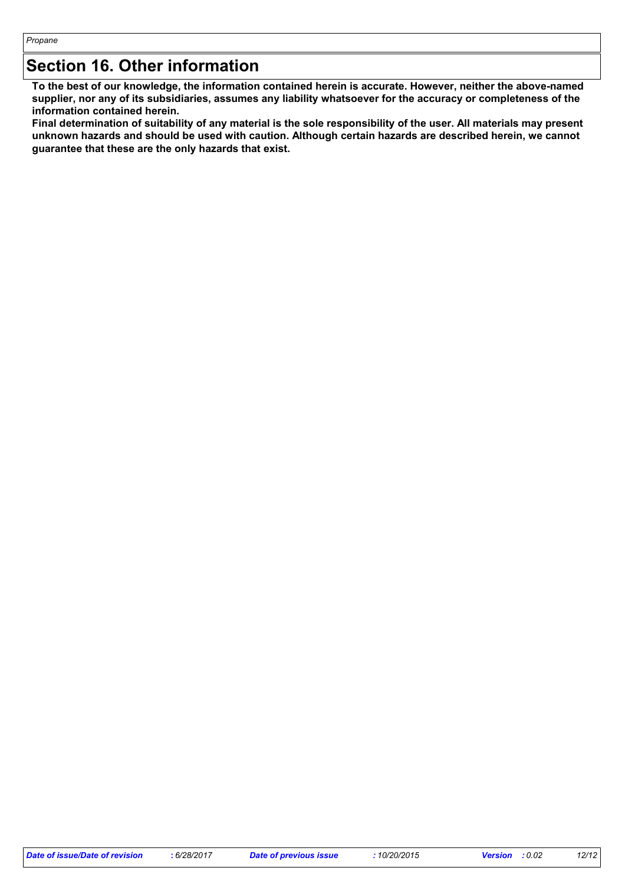## Section 16. Other information

**To the best of our knowledge, the information contained herein is accurate. However, neither the above-named supplier, nor any of its subsidiaries, assumes any liability whatsoever for the accuracy or completeness of the information contained herein.**

**Final determination of suitability of any material is the sole responsibility of the user. All materials may present unknown hazards and should be used with caution. Although certain hazards are described herein, we cannot guarantee that these are the only hazards that exist.**